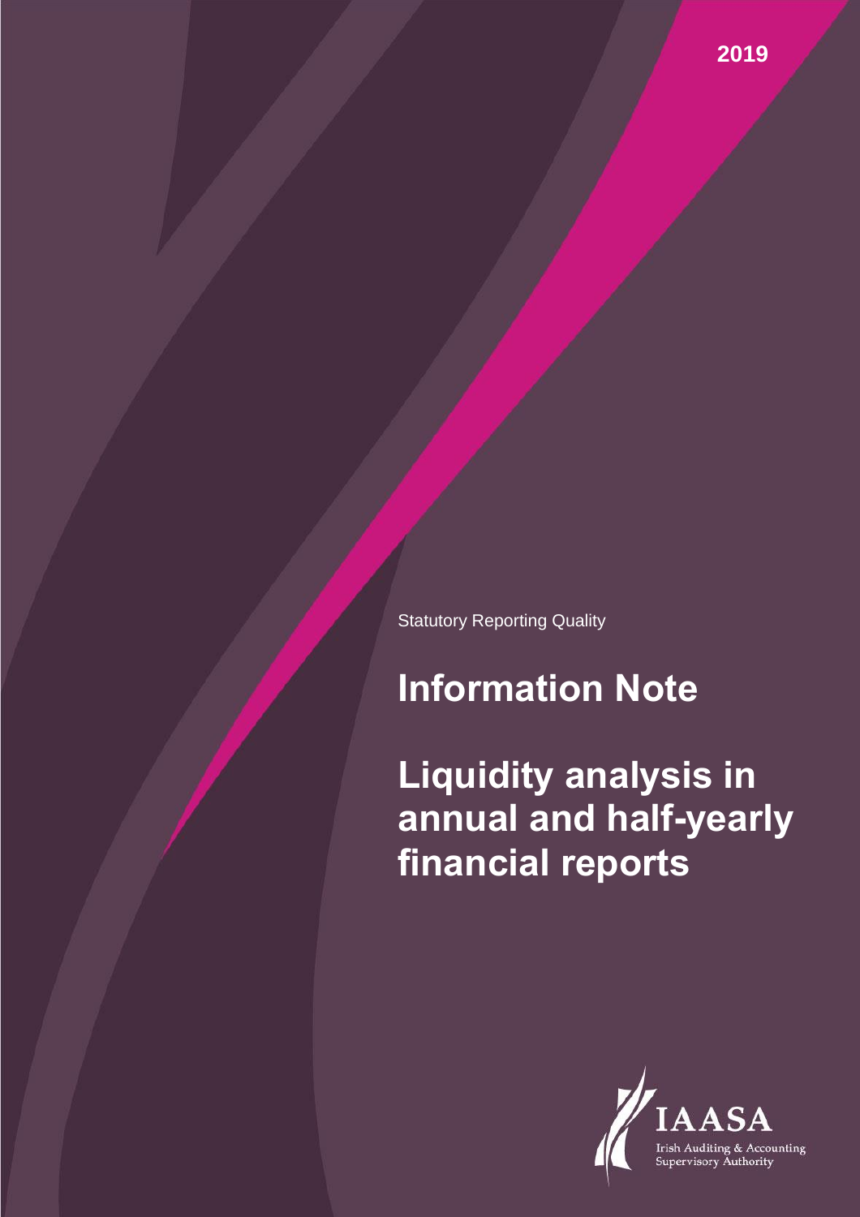2019

Statutory Reporting Quality

# Information Note

# Liquidity analysis in annual and half-yearly financial reports

IAASA

Irish Auditing & Accounting Supervisory Authority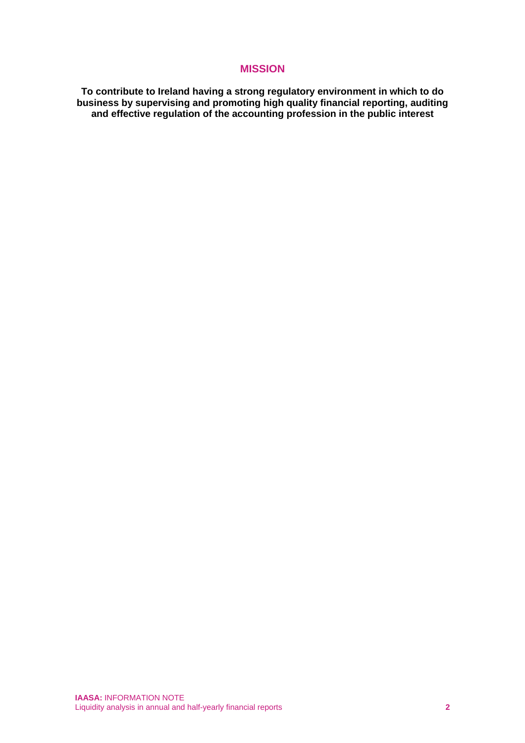## MISSION

**To contribute to Ireland having a strong regulatory environment in which to do business by supervising and promoting high quality financial reporting, auditing and effective regulation of the accounting profession in the public interest**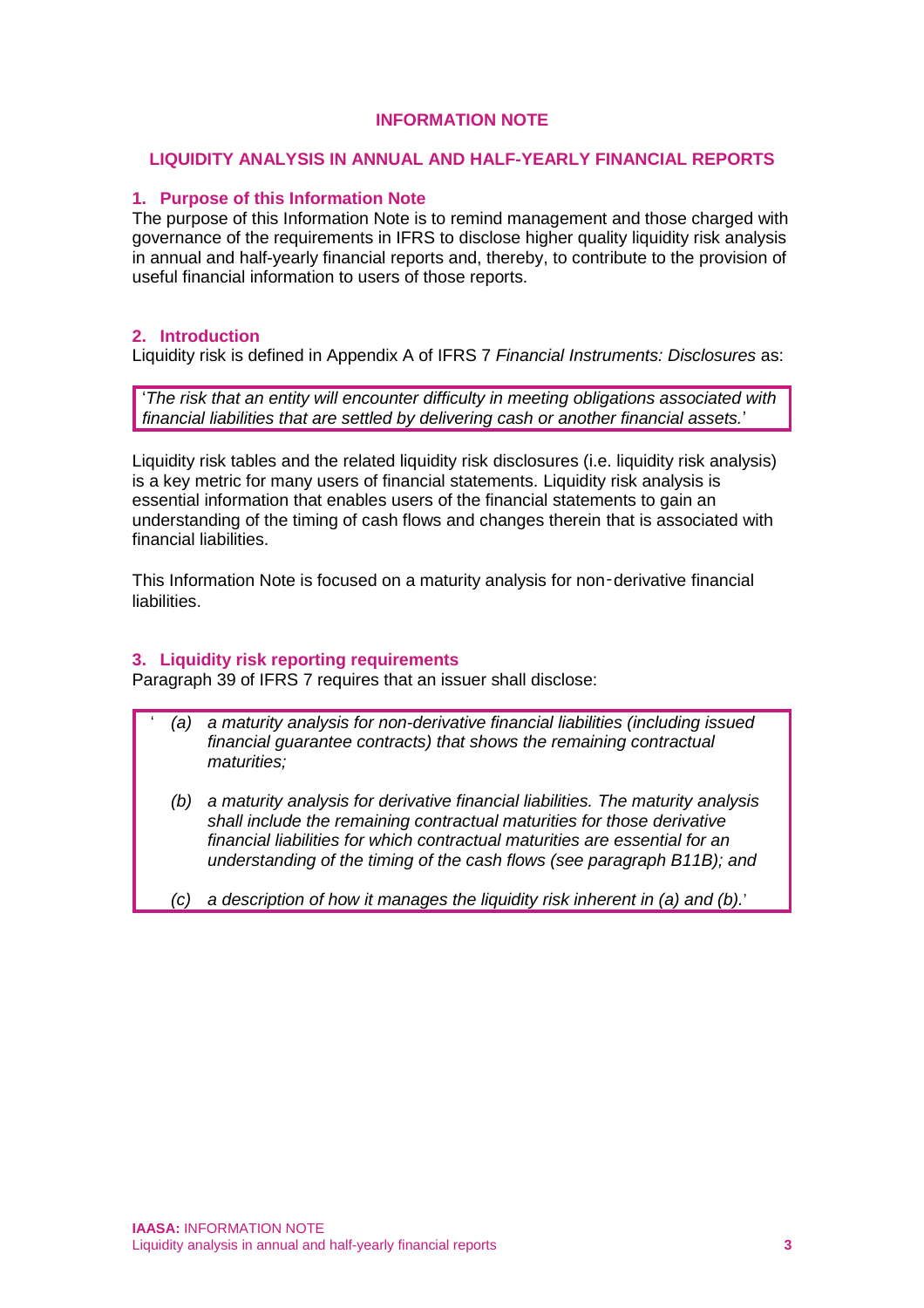# INFORMATION NOTE

## LIQUIDITY ANALYSIS IN ANNUAL AND HALF-YEARLY FINANCIAL REPORTS

### 1. Purpose of this Information Note

The purpose of this Information Note is to remind management and those charged with governance of the requirements in IFRS to disclose higher quality liquidity risk analysis in annual and half-yearly financial reports and, thereby, to contribute to the provision of useful financial information to users of those reports.

### 2. Introduction

Liquidity risk is defined in Appendix A of IFRS 7 *Financial Instruments: Disclosures* as:

> '*The risk that an entity will encounter difficulty in meeting obligations associated with financial liabilities that are settled by delivering cash or another financial assets.*'

Liquidity risk tables and the related liquidity risk disclosures (i.e. liquidity risk analysis) is a key metric for many users of financial statements. Liquidity risk analysis is essential information that enables users of the financial statements to gain an understanding of the timing of cash flows and changes therein that is associated with financial liabilities.

This Information Note is focused on a maturity analysis for non-derivative financial liabilities.

### 3. Liquidity risk reporting requirements

Paragraph 39 of IFRS 7 requires that an issuer shall disclose:

> ' *(a) a maturity analysis for non-derivative financial liabilities (including issued financial guarantee contracts) that shows the remaining contractual maturities;*
>
> *(b) a maturity analysis for derivative financial liabilities. The maturity analysis shall include the remaining contractual maturities for those derivative financial liabilities for which contractual maturities are essential for an understanding of the timing of the cash flows (see paragraph B11B); and*
>
> *(c) a description of how it manages the liquidity risk inherent in (a) and (b).*'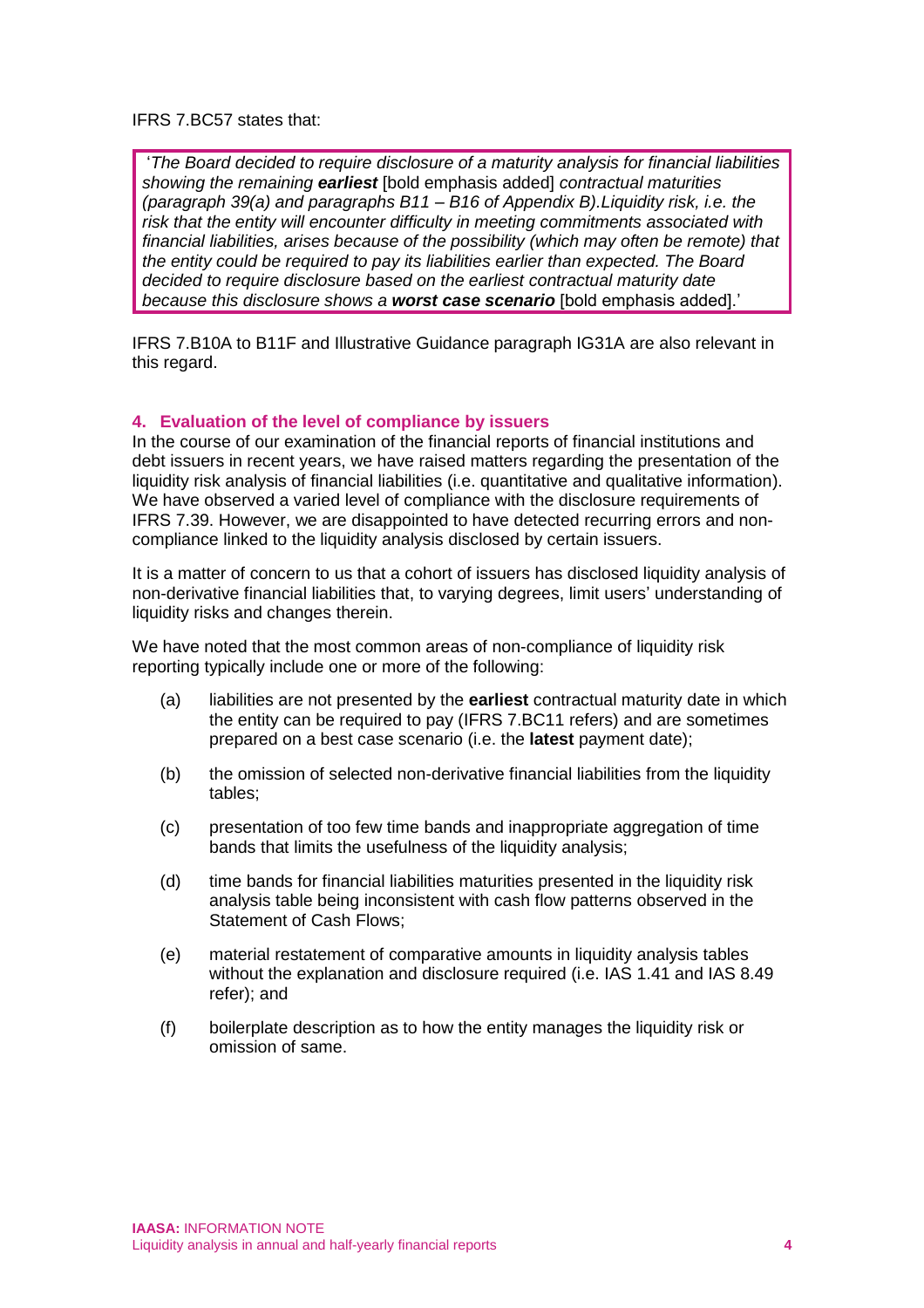IFRS 7.BC57 states that:

> '*The Board decided to require disclosure of a maturity analysis for financial liabilities showing the remaining* ***earliest*** [bold emphasis added] *contractual maturities (paragraph 39(a) and paragraphs B11 – B16 of Appendix B).Liquidity risk, i.e. the risk that the entity will encounter difficulty in meeting commitments associated with financial liabilities, arises because of the possibility (which may often be remote) that the entity could be required to pay its liabilities earlier than expected. The Board decided to require disclosure based on the earliest contractual maturity date because this disclosure shows a* ***worst case scenario*** [bold emphasis added].'

IFRS 7.B10A to B11F and Illustrative Guidance paragraph IG31A are also relevant in this regard.

## 4. Evaluation of the level of compliance by issuers

In the course of our examination of the financial reports of financial institutions and debt issuers in recent years, we have raised matters regarding the presentation of the liquidity risk analysis of financial liabilities (i.e. quantitative and qualitative information). We have observed a varied level of compliance with the disclosure requirements of IFRS 7.39. However, we are disappointed to have detected recurring errors and non-compliance linked to the liquidity analysis disclosed by certain issuers.

It is a matter of concern to us that a cohort of issuers has disclosed liquidity analysis of non-derivative financial liabilities that, to varying degrees, limit users' understanding of liquidity risks and changes therein.

We have noted that the most common areas of non-compliance of liquidity risk reporting typically include one or more of the following:

(a) liabilities are not presented by the **earliest** contractual maturity date in which the entity can be required to pay (IFRS 7.BC11 refers) and are sometimes prepared on a best case scenario (i.e. the **latest** payment date);

(b) the omission of selected non-derivative financial liabilities from the liquidity tables;

(c) presentation of too few time bands and inappropriate aggregation of time bands that limits the usefulness of the liquidity analysis;

(d) time bands for financial liabilities maturities presented in the liquidity risk analysis table being inconsistent with cash flow patterns observed in the Statement of Cash Flows;

(e) material restatement of comparative amounts in liquidity analysis tables without the explanation and disclosure required (i.e. IAS 1.41 and IAS 8.49 refer); and

(f) boilerplate description as to how the entity manages the liquidity risk or omission of same.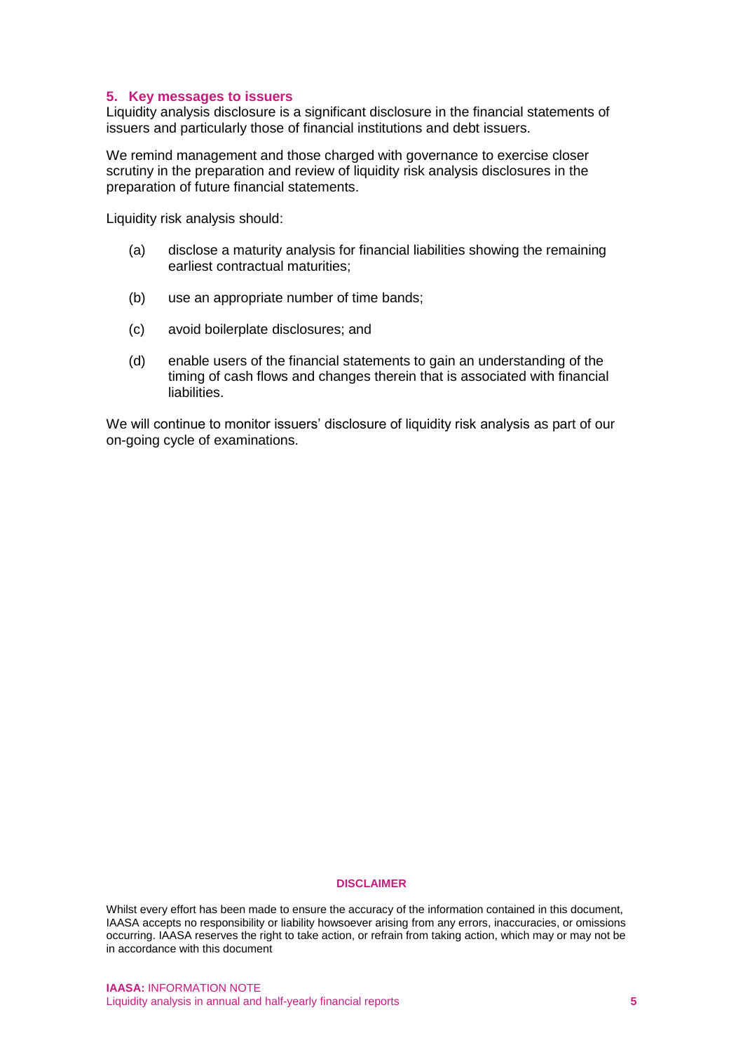## 5. Key messages to issuers

Liquidity analysis disclosure is a significant disclosure in the financial statements of issuers and particularly those of financial institutions and debt issuers.

We remind management and those charged with governance to exercise closer scrutiny in the preparation and review of liquidity risk analysis disclosures in the preparation of future financial statements.

Liquidity risk analysis should:

(a) disclose a maturity analysis for financial liabilities showing the remaining earliest contractual maturities;

(b) use an appropriate number of time bands;

(c) avoid boilerplate disclosures; and

(d) enable users of the financial statements to gain an understanding of the timing of cash flows and changes therein that is associated with financial liabilities.

We will continue to monitor issuers' disclosure of liquidity risk analysis as part of our on-going cycle of examinations.

**DISCLAIMER**

Whilst every effort has been made to ensure the accuracy of the information contained in this document, IAASA accepts no responsibility or liability howsoever arising from any errors, inaccuracies, or omissions occurring. IAASA reserves the right to take action, or refrain from taking action, which may or may not be in accordance with this document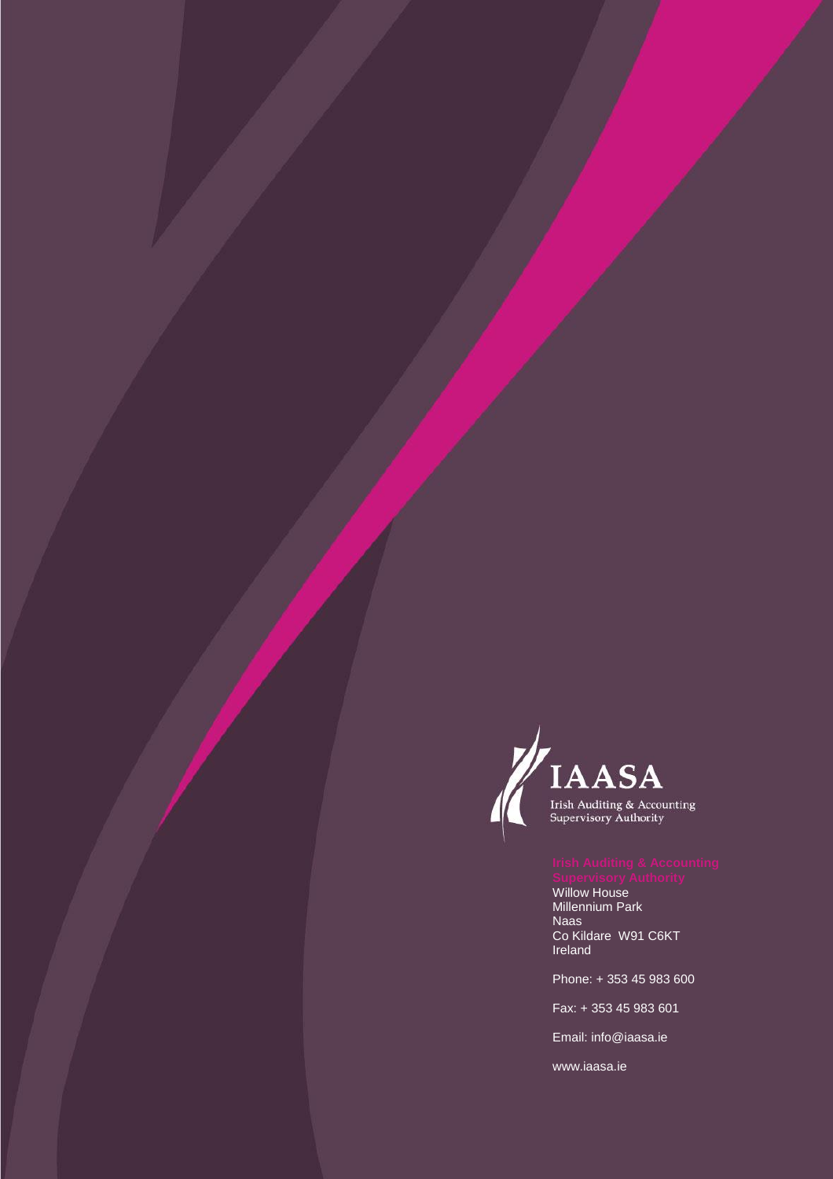IAASA

Irish Auditing & Accounting Supervisory Authority

**Irish Auditing & Accounting Supervisory Authority**

Willow House
Millennium Park
Naas
Co Kildare W91 C6KT
Ireland

Phone: + 353 45 983 600

Fax: + 353 45 983 601

Email: info@iaasa.ie

www.iaasa.ie